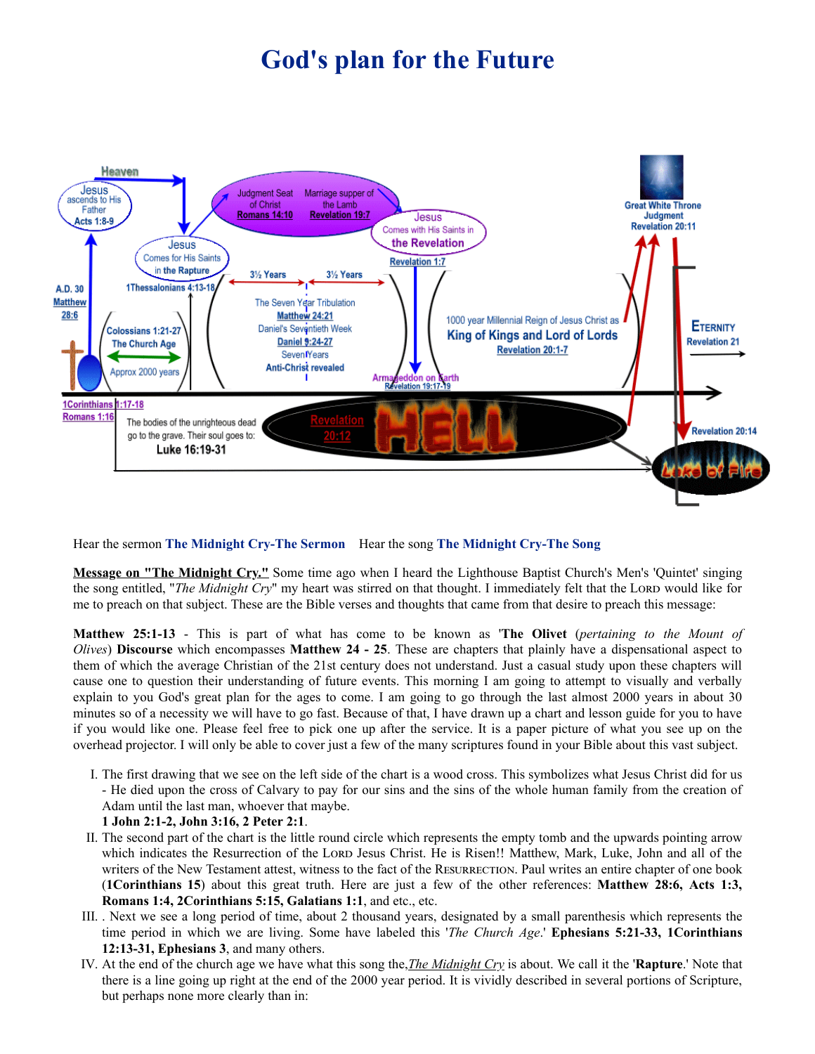# God's plan for the Future

Hear the sermon **The Midnight Cry-The Sermon** Hear the song **The Midnight Cry-The Song**

**Message on "The Midnight Cry."** Some time ago when I heard the Lighthouse Baptist Church's Men's 'Quintet' singing the song entitled, "*The Midnight Cry*" my heart was stirred on that thought. I immediately felt that the LORD would like for me to preach on that subject. These are the Bible verses and thoughts that came from that desire to preach this message:

**Matthew 25:1-13** - This is part of what has come to be known as '**The Olivet** (*pertaining to the Mount of Olives*) **Discourse** which encompasses **Matthew 24 - 25**. These are chapters that plainly have a dispensational aspect to them of which the average Christian of the 21st century does not understand. Just a casual study upon these chapters will cause one to question their understanding of future events. This morning I am going to attempt to visually and verbally explain to you God's great plan for the ages to come. I am going to go through the last almost 2000 years in about 30 minutes so of a necessity we will have to go fast. Because of that, I have drawn up a chart and lesson guide for you to have if you would like one. Please feel free to pick one up after the service. It is a paper picture of what you see up on the overhead projector. I will only be able to cover just a few of the many scriptures found in your Bible about this vast subject.

I. The first drawing that we see on the left side of the chart is a wood cross. This symbolizes what Jesus Christ did for us - He died upon the cross of Calvary to pay for our sins and the sins of the whole human family from the creation of Adam until the last man, whoever that maybe.
**1 John 2:1-2, John 3:16, 2 Peter 2:1**.

II. The second part of the chart is the little round circle which represents the empty tomb and the upwards pointing arrow which indicates the Resurrection of the LORD Jesus Christ. He is Risen!! Matthew, Mark, Luke, John and all of the writers of the New Testament attest, witness to the fact of the RESURRECTION. Paul writes an entire chapter of one book (**1Corinthians 15**) about this great truth. Here are just a few of the other references: **Matthew 28:6, Acts 1:3, Romans 1:4, 2Corinthians 5:15, Galatians 1:1**, and etc., etc.

III. . Next we see a long period of time, about 2 thousand years, designated by a small parenthesis which represents the time period in which we are living. Some have labeled this '*The Church Age*.' **Ephesians 5:21-33, 1Corinthians 12:13-31, Ephesians 3**, and many others.

IV. At the end of the church age we have what this song the,*The Midnight Cry* is about. We call it the '**Rapture**.' Note that there is a line going up right at the end of the 2000 year period. It is vividly described in several portions of Scripture, but perhaps none more clearly than in: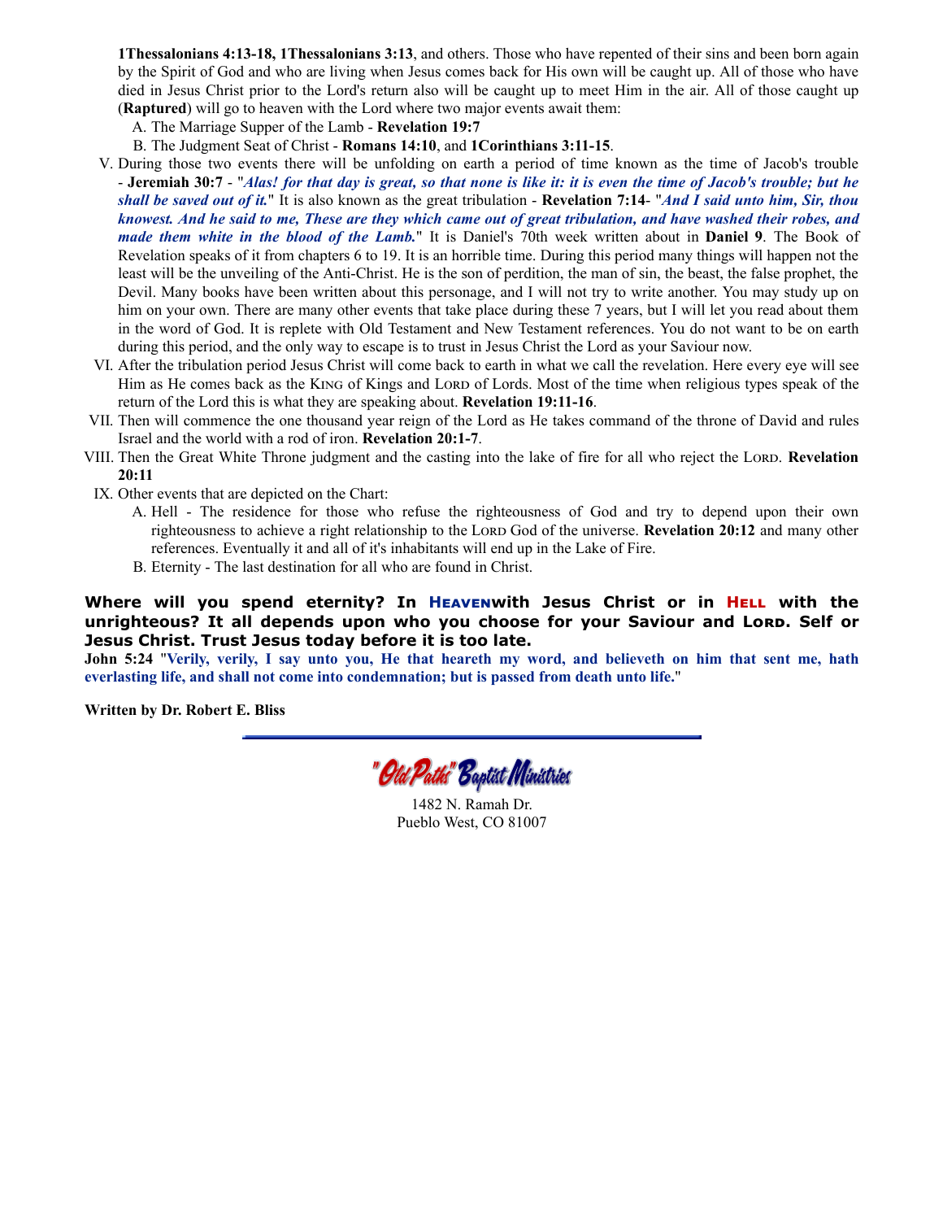**1Thessalonians 4:13-18, 1Thessalonians 3:13**, and others. Those who have repented of their sins and been born again by the Spirit of God and who are living when Jesus comes back for His own will be caught up. All of those who have died in Jesus Christ prior to the Lord's return also will be caught up to meet Him in the air. All of those caught up (**Raptured**) will go to heaven with the Lord where two major events await them:

   A. The Marriage Supper of the Lamb - **Revelation 19:7**
   B. The Judgment Seat of Christ - **Romans 14:10**, and **1Corinthians 3:11-15**.

V. During those two events there will be unfolding on earth a period of time known as the time of Jacob's trouble - **Jeremiah 30:7** - "***Alas! for that day is great, so that none is like it: it is even the time of Jacob's trouble; but he shall be saved out of it.***" It is also known as the great tribulation - **Revelation 7:14**- "***And I said unto him, Sir, thou knowest. And he said to me, These are they which came out of great tribulation, and have washed their robes, and made them white in the blood of the Lamb.***" It is Daniel's 70th week written about in **Daniel 9**. The Book of Revelation speaks of it from chapters 6 to 19. It is an horrible time. During this period many things will happen not the least will be the unveiling of the Anti-Christ. He is the son of perdition, the man of sin, the beast, the false prophet, the Devil. Many books have been written about this personage, and I will not try to write another. You may study up on him on your own. There are many other events that take place during these 7 years, but I will let you read about them in the word of God. It is replete with Old Testament and New Testament references. You do not want to be on earth during this period, and the only way to escape is to trust in Jesus Christ the Lord as your Saviour now.

VI. After the tribulation period Jesus Christ will come back to earth in what we call the revelation. Here every eye will see Him as He comes back as the KING of Kings and LORD of Lords. Most of the time when religious types speak of the return of the Lord this is what they are speaking about. **Revelation 19:11-16**.

VII. Then will commence the one thousand year reign of the Lord as He takes command of the throne of David and rules Israel and the world with a rod of iron. **Revelation 20:1-7**.

VIII. Then the Great White Throne judgment and the casting into the lake of fire for all who reject the LORD. **Revelation 20:11**

IX. Other events that are depicted on the Chart:

   A. Hell - The residence for those who refuse the righteousness of God and try to depend upon their own righteousness to achieve a right relationship to the LORD God of the universe. **Revelation 20:12** and many other references. Eventually it and all of it's inhabitants will end up in the Lake of Fire.
   B. Eternity - The last destination for all who are found in Christ.

**Where will you spend eternity? In HEAVENwith Jesus Christ or in HELL with the unrighteous? It all depends upon who you choose for your Saviour and LORD. Self or Jesus Christ. Trust Jesus today before it is too late.**

**John 5:24** "**Verily, verily, I say unto you, He that heareth my word, and believeth on him that sent me, hath everlasting life, and shall not come into condemnation; but is passed from death unto life.**"

**Written by Dr. Robert E. Bliss**

"Old Paths" Baptist Ministries

1482 N. Ramah Dr.
Pueblo West, CO 81007